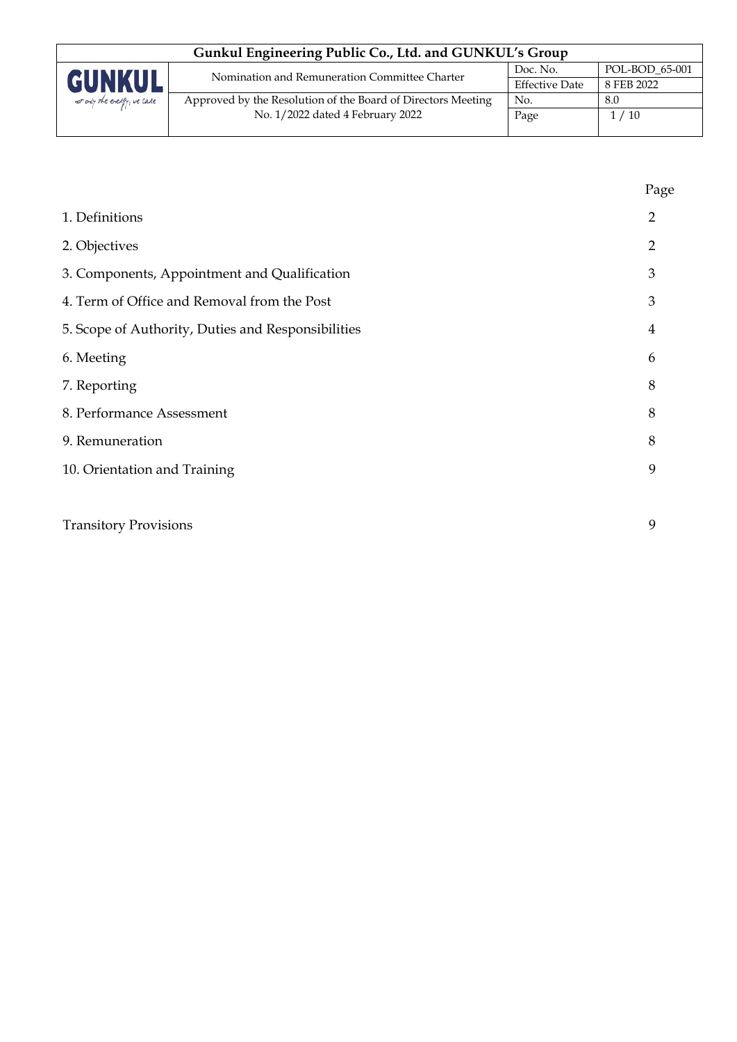| Gunkul Engineering Public Co., Ltd. and GUNKUL's Group | | | |
|---|---|---|---|
| GUNKUL | Nomination and Remuneration Committee Charter | Doc. No. | POL-BOD_65-001 |
| | | Effective Date | 8 FEB 2022 |
| | Approved by the Resolution of the Board of Directors Meeting No. 1/2022 dated 4 February 2022 | No. | 8.0 |
| | | Page | 1 / 10 |

| | Page |
|---|---|
| 1. Definitions | 2 |
| 2. Objectives | 2 |
| 3. Components, Appointment and Qualification | 3 |
| 4. Term of Office and Removal from the Post | 3 |
| 5. Scope of Authority, Duties and Responsibilities | 4 |
| 6. Meeting | 6 |
| 7. Reporting | 8 |
| 8. Performance Assessment | 8 |
| 9. Remuneration | 8 |
| 10. Orientation and Training | 9 |
| Transitory Provisions | 9 |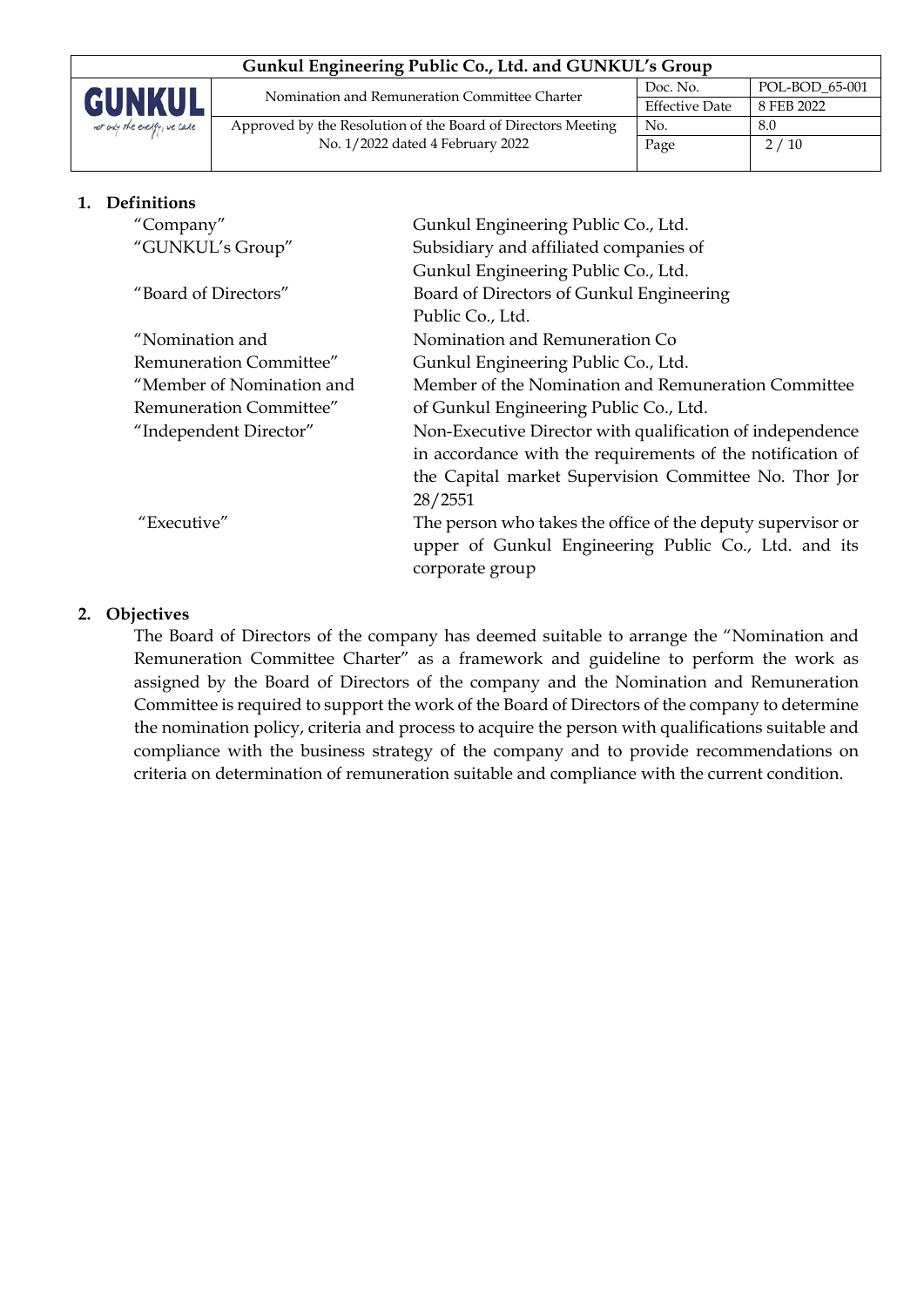## 1. Definitions

| | |
|---|---|
| "Company" | Gunkul Engineering Public Co., Ltd. |
| "GUNKUL's Group" | Subsidiary and affiliated companies of Gunkul Engineering Public Co., Ltd. |
| "Board of Directors" | Board of Directors of Gunkul Engineering Public Co., Ltd. |
| "Nomination and Remuneration Committee" | Nomination and Remuneration Co Gunkul Engineering Public Co., Ltd. |
| "Member of Nomination and Remuneration Committee" | Member of the Nomination and Remuneration Committee of Gunkul Engineering Public Co., Ltd. |
| "Independent Director" | Non-Executive Director with qualification of independence in accordance with the requirements of the notification of the Capital market Supervision Committee No. Thor Jor 28/2551 |
| "Executive" | The person who takes the office of the deputy supervisor or upper of Gunkul Engineering Public Co., Ltd. and its corporate group |

## 2. Objectives

The Board of Directors of the company has deemed suitable to arrange the "Nomination and Remuneration Committee Charter" as a framework and guideline to perform the work as assigned by the Board of Directors of the company and the Nomination and Remuneration Committee is required to support the work of the Board of Directors of the company to determine the nomination policy, criteria and process to acquire the person with qualifications suitable and compliance with the business strategy of the company and to provide recommendations on criteria on determination of remuneration suitable and compliance with the current condition.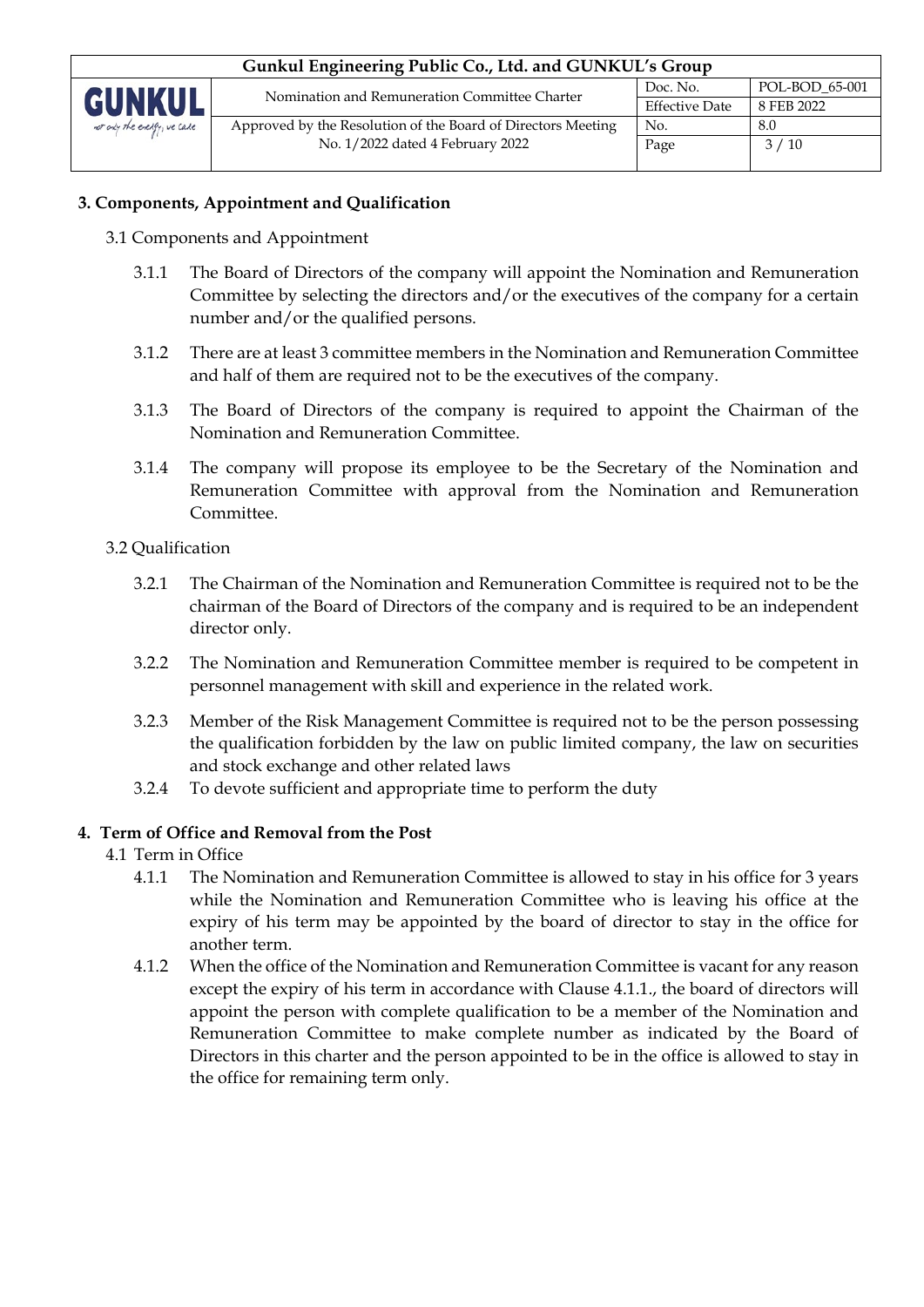## 3. Components, Appointment and Qualification

3.1 Components and Appointment

3.1.1 The Board of Directors of the company will appoint the Nomination and Remuneration Committee by selecting the directors and/or the executives of the company for a certain number and/or the qualified persons.

3.1.2 There are at least 3 committee members in the Nomination and Remuneration Committee and half of them are required not to be the executives of the company.

3.1.3 The Board of Directors of the company is required to appoint the Chairman of the Nomination and Remuneration Committee.

3.1.4 The company will propose its employee to be the Secretary of the Nomination and Remuneration Committee with approval from the Nomination and Remuneration Committee.

3.2 Qualification

3.2.1 The Chairman of the Nomination and Remuneration Committee is required not to be the chairman of the Board of Directors of the company and is required to be an independent director only.

3.2.2 The Nomination and Remuneration Committee member is required to be competent in personnel management with skill and experience in the related work.

3.2.3 Member of the Risk Management Committee is required not to be the person possessing the qualification forbidden by the law on public limited company, the law on securities and stock exchange and other related laws

3.2.4 To devote sufficient and appropriate time to perform the duty

## 4. Term of Office and Removal from the Post

4.1 Term in Office

4.1.1 The Nomination and Remuneration Committee is allowed to stay in his office for 3 years while the Nomination and Remuneration Committee who is leaving his office at the expiry of his term may be appointed by the board of director to stay in the office for another term.

4.1.2 When the office of the Nomination and Remuneration Committee is vacant for any reason except the expiry of his term in accordance with Clause 4.1.1., the board of directors will appoint the person with complete qualification to be a member of the Nomination and Remuneration Committee to make complete number as indicated by the Board of Directors in this charter and the person appointed to be in the office is allowed to stay in the office for remaining term only.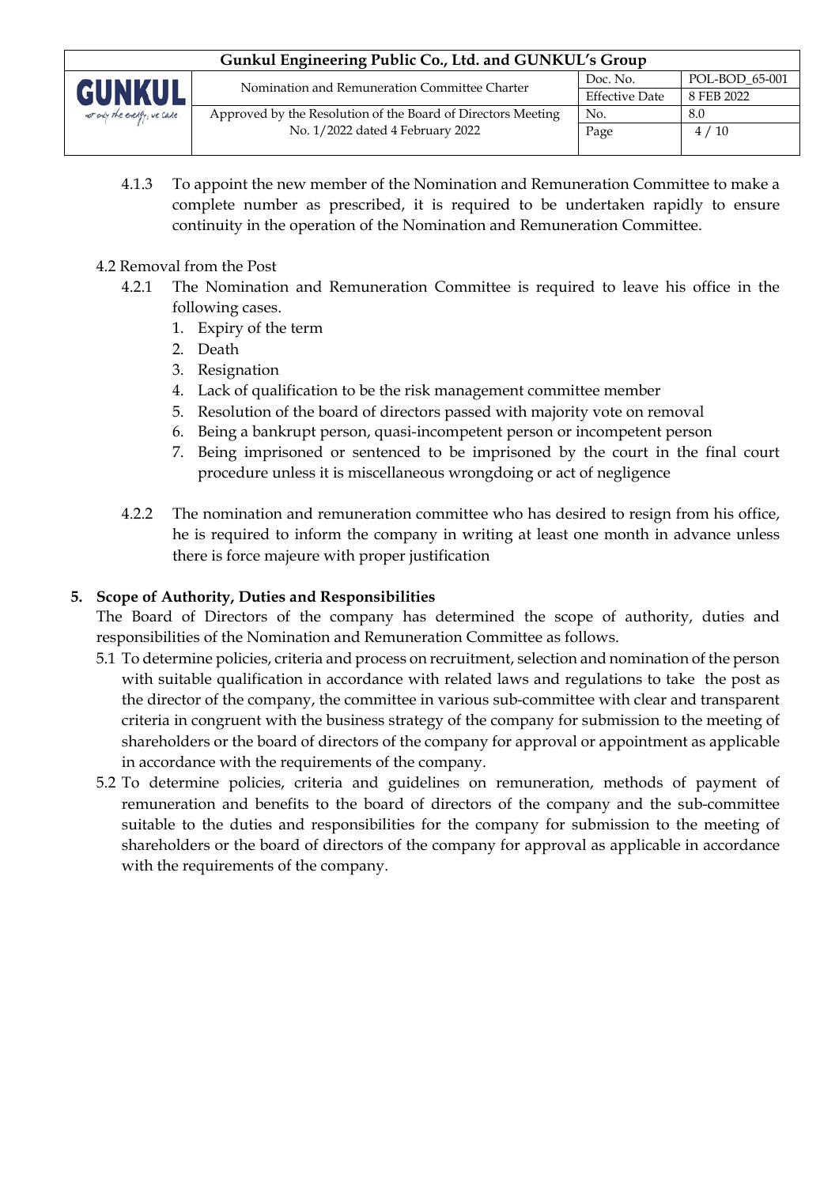4.1.3 To appoint the new member of the Nomination and Remuneration Committee to make a complete number as prescribed, it is required to be undertaken rapidly to ensure continuity in the operation of the Nomination and Remuneration Committee.

4.2 Removal from the Post

4.2.1 The Nomination and Remuneration Committee is required to leave his office in the following cases.

1. Expiry of the term
2. Death
3. Resignation
4. Lack of qualification to be the risk management committee member
5. Resolution of the board of directors passed with majority vote on removal
6. Being a bankrupt person, quasi-incompetent person or incompetent person
7. Being imprisoned or sentenced to be imprisoned by the court in the final court procedure unless it is miscellaneous wrongdoing or act of negligence

4.2.2 The nomination and remuneration committee who has desired to resign from his office, he is required to inform the company in writing at least one month in advance unless there is force majeure with proper justification

## 5. Scope of Authority, Duties and Responsibilities

The Board of Directors of the company has determined the scope of authority, duties and responsibilities of the Nomination and Remuneration Committee as follows.

5.1 To determine policies, criteria and process on recruitment, selection and nomination of the person with suitable qualification in accordance with related laws and regulations to take the post as the director of the company, the committee in various sub-committee with clear and transparent criteria in congruent with the business strategy of the company for submission to the meeting of shareholders or the board of directors of the company for approval or appointment as applicable in accordance with the requirements of the company.

5.2 To determine policies, criteria and guidelines on remuneration, methods of payment of remuneration and benefits to the board of directors of the company and the sub-committee suitable to the duties and responsibilities for the company for submission to the meeting of shareholders or the board of directors of the company for approval as applicable in accordance with the requirements of the company.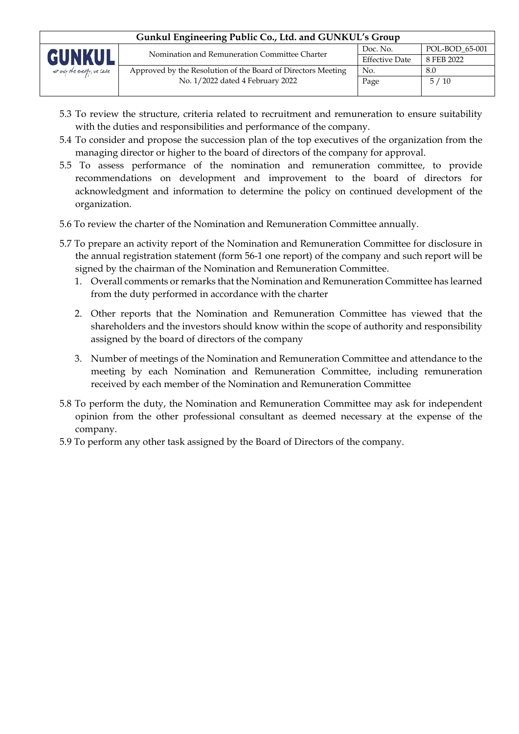5.3 To review the structure, criteria related to recruitment and remuneration to ensure suitability with the duties and responsibilities and performance of the company.

5.4 To consider and propose the succession plan of the top executives of the organization from the managing director or higher to the board of directors of the company for approval.

5.5 To assess performance of the nomination and remuneration committee, to provide recommendations on development and improvement to the board of directors for acknowledgment and information to determine the policy on continued development of the organization.

5.6 To review the charter of the Nomination and Remuneration Committee annually.

5.7 To prepare an activity report of the Nomination and Remuneration Committee for disclosure in the annual registration statement (form 56-1 one report) of the company and such report will be signed by the chairman of the Nomination and Remuneration Committee.

1. Overall comments or remarks that the Nomination and Remuneration Committee has learned from the duty performed in accordance with the charter
2. Other reports that the Nomination and Remuneration Committee has viewed that the shareholders and the investors should know within the scope of authority and responsibility assigned by the board of directors of the company
3. Number of meetings of the Nomination and Remuneration Committee and attendance to the meeting by each Nomination and Remuneration Committee, including remuneration received by each member of the Nomination and Remuneration Committee

5.8 To perform the duty, the Nomination and Remuneration Committee may ask for independent opinion from the other professional consultant as deemed necessary at the expense of the company.

5.9 To perform any other task assigned by the Board of Directors of the company.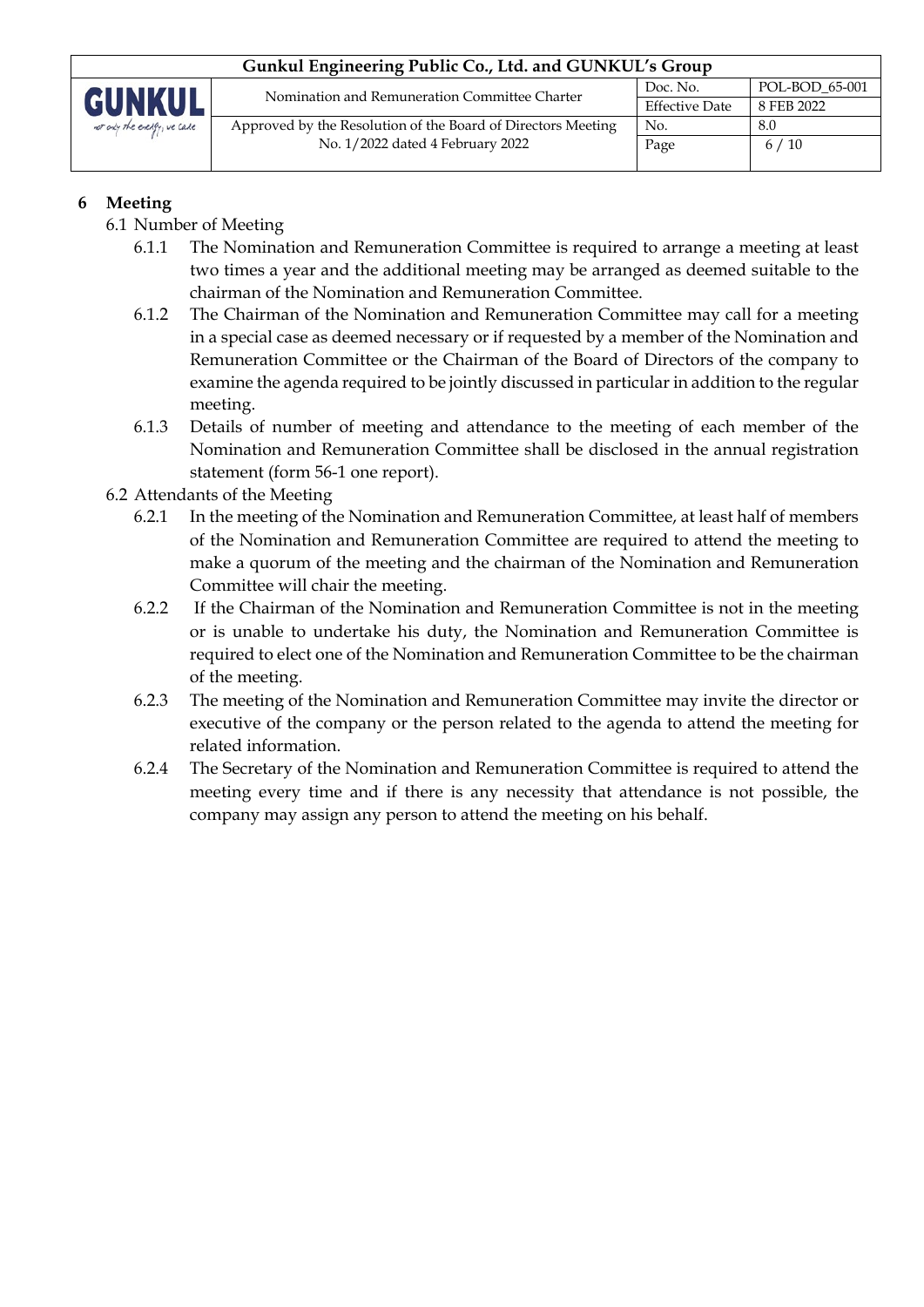## 6 Meeting

6.1 Number of Meeting

- 6.1.1 The Nomination and Remuneration Committee is required to arrange a meeting at least two times a year and the additional meeting may be arranged as deemed suitable to the chairman of the Nomination and Remuneration Committee.
- 6.1.2 The Chairman of the Nomination and Remuneration Committee may call for a meeting in a special case as deemed necessary or if requested by a member of the Nomination and Remuneration Committee or the Chairman of the Board of Directors of the company to examine the agenda required to be jointly discussed in particular in addition to the regular meeting.
- 6.1.3 Details of number of meeting and attendance to the meeting of each member of the Nomination and Remuneration Committee shall be disclosed in the annual registration statement (form 56-1 one report).

6.2 Attendants of the Meeting

- 6.2.1 In the meeting of the Nomination and Remuneration Committee, at least half of members of the Nomination and Remuneration Committee are required to attend the meeting to make a quorum of the meeting and the chairman of the Nomination and Remuneration Committee will chair the meeting.
- 6.2.2 If the Chairman of the Nomination and Remuneration Committee is not in the meeting or is unable to undertake his duty, the Nomination and Remuneration Committee is required to elect one of the Nomination and Remuneration Committee to be the chairman of the meeting.
- 6.2.3 The meeting of the Nomination and Remuneration Committee may invite the director or executive of the company or the person related to the agenda to attend the meeting for related information.
- 6.2.4 The Secretary of the Nomination and Remuneration Committee is required to attend the meeting every time and if there is any necessity that attendance is not possible, the company may assign any person to attend the meeting on his behalf.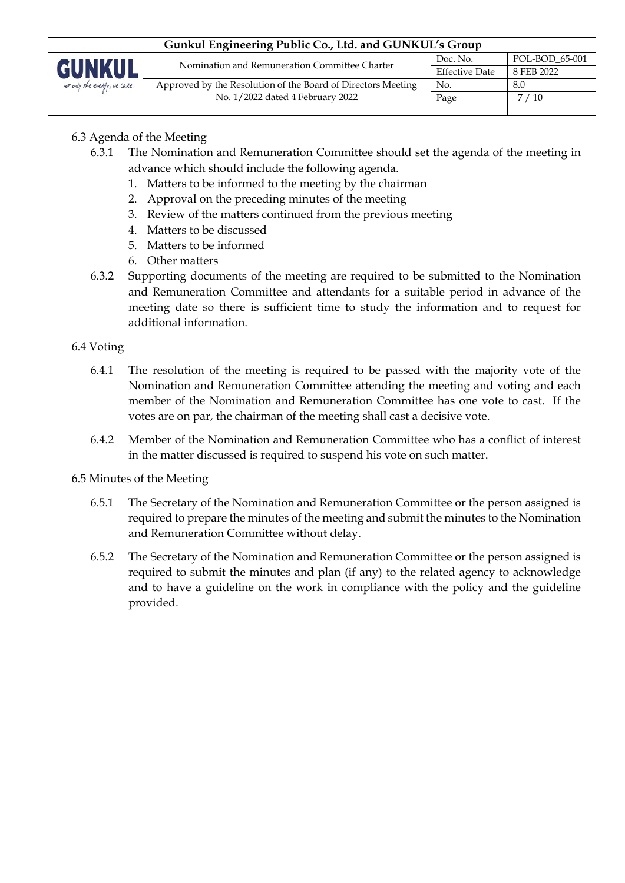### 6.3 Agenda of the Meeting

6.3.1 The Nomination and Remuneration Committee should set the agenda of the meeting in advance which should include the following agenda.

1. Matters to be informed to the meeting by the chairman
2. Approval on the preceding minutes of the meeting
3. Review of the matters continued from the previous meeting
4. Matters to be discussed
5. Matters to be informed
6. Other matters

6.3.2 Supporting documents of the meeting are required to be submitted to the Nomination and Remuneration Committee and attendants for a suitable period in advance of the meeting date so there is sufficient time to study the information and to request for additional information.

### 6.4 Voting

6.4.1 The resolution of the meeting is required to be passed with the majority vote of the Nomination and Remuneration Committee attending the meeting and voting and each member of the Nomination and Remuneration Committee has one vote to cast. If the votes are on par, the chairman of the meeting shall cast a decisive vote.

6.4.2 Member of the Nomination and Remuneration Committee who has a conflict of interest in the matter discussed is required to suspend his vote on such matter.

### 6.5 Minutes of the Meeting

6.5.1 The Secretary of the Nomination and Remuneration Committee or the person assigned is required to prepare the minutes of the meeting and submit the minutes to the Nomination and Remuneration Committee without delay.

6.5.2 The Secretary of the Nomination and Remuneration Committee or the person assigned is required to submit the minutes and plan (if any) to the related agency to acknowledge and to have a guideline on the work in compliance with the policy and the guideline provided.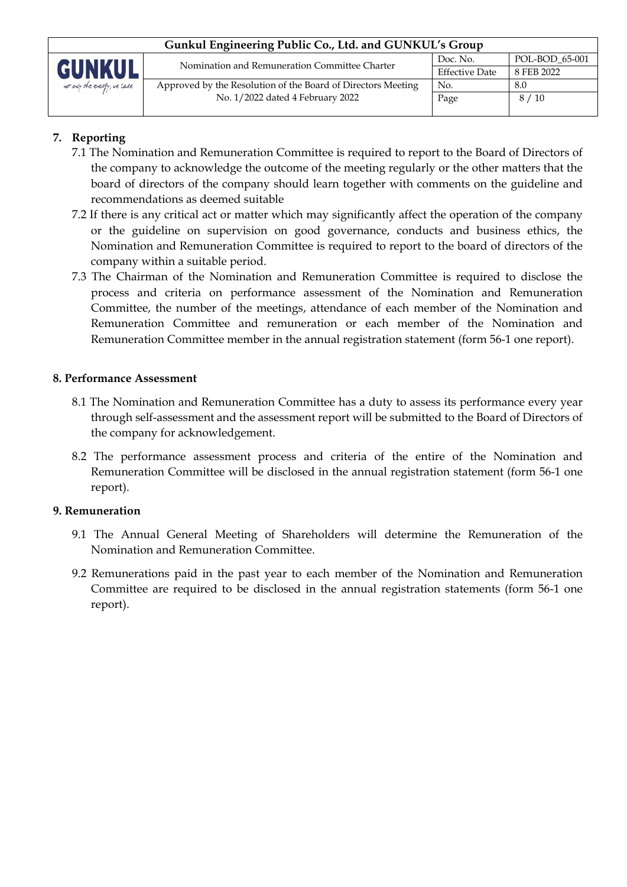## 7. Reporting

7.1 The Nomination and Remuneration Committee is required to report to the Board of Directors of the company to acknowledge the outcome of the meeting regularly or the other matters that the board of directors of the company should learn together with comments on the guideline and recommendations as deemed suitable

7.2 If there is any critical act or matter which may significantly affect the operation of the company or the guideline on supervision on good governance, conducts and business ethics, the Nomination and Remuneration Committee is required to report to the board of directors of the company within a suitable period.

7.3 The Chairman of the Nomination and Remuneration Committee is required to disclose the process and criteria on performance assessment of the Nomination and Remuneration Committee, the number of the meetings, attendance of each member of the Nomination and Remuneration Committee and remuneration or each member of the Nomination and Remuneration Committee member in the annual registration statement (form 56-1 one report).

## 8. Performance Assessment

8.1 The Nomination and Remuneration Committee has a duty to assess its performance every year through self-assessment and the assessment report will be submitted to the Board of Directors of the company for acknowledgement.

8.2 The performance assessment process and criteria of the entire of the Nomination and Remuneration Committee will be disclosed in the annual registration statement (form 56-1 one report).

## 9. Remuneration

9.1 The Annual General Meeting of Shareholders will determine the Remuneration of the Nomination and Remuneration Committee.

9.2 Remunerations paid in the past year to each member of the Nomination and Remuneration Committee are required to be disclosed in the annual registration statements (form 56-1 one report).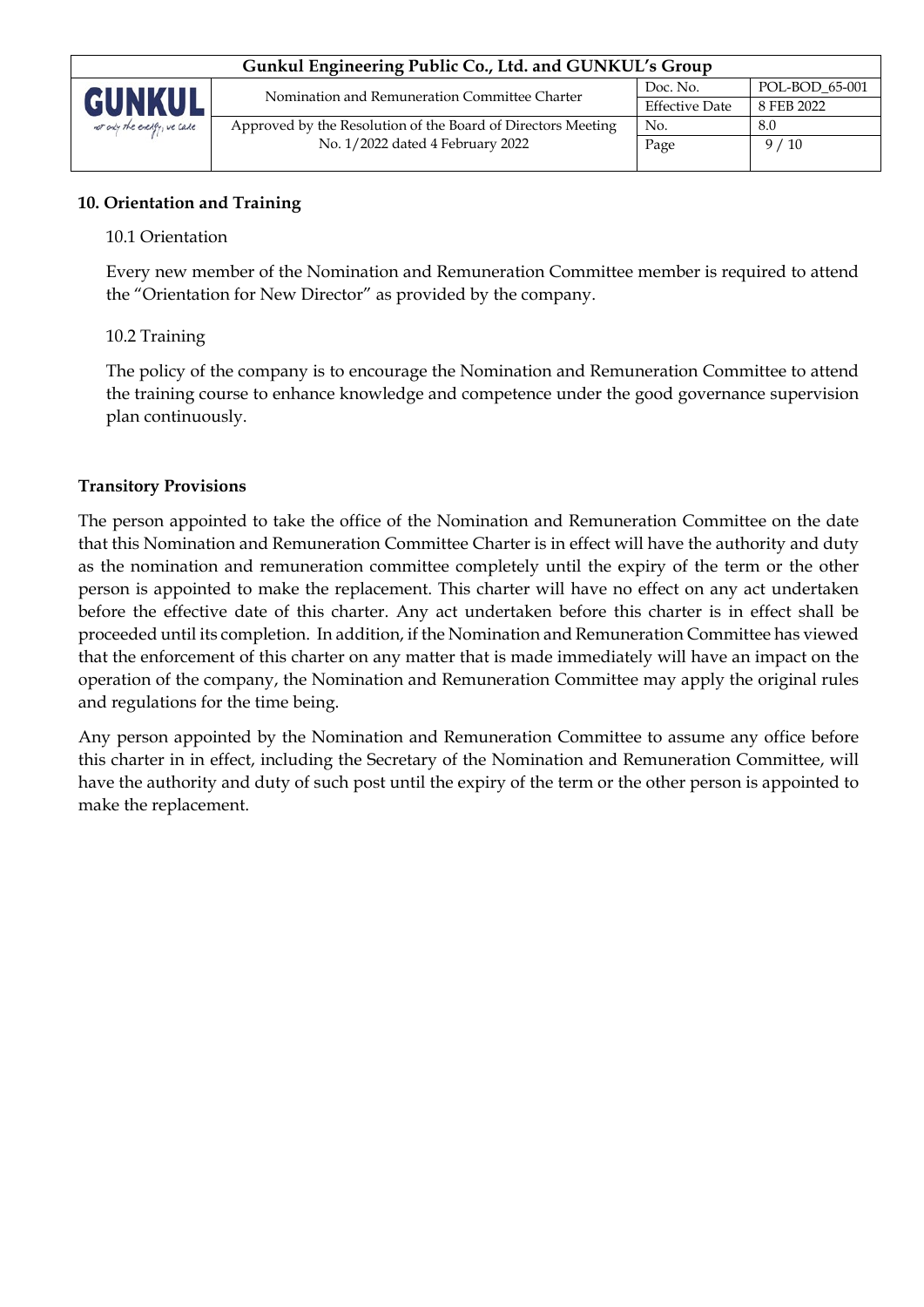## 10. Orientation and Training

10.1 Orientation

Every new member of the Nomination and Remuneration Committee member is required to attend the “Orientation for New Director” as provided by the company.

10.2 Training

The policy of the company is to encourage the Nomination and Remuneration Committee to attend the training course to enhance knowledge and competence under the good governance supervision plan continuously.

## Transitory Provisions

The person appointed to take the office of the Nomination and Remuneration Committee on the date that this Nomination and Remuneration Committee Charter is in effect will have the authority and duty as the nomination and remuneration committee completely until the expiry of the term or the other person is appointed to make the replacement. This charter will have no effect on any act undertaken before the effective date of this charter. Any act undertaken before this charter is in effect shall be proceeded until its completion. In addition, if the Nomination and Remuneration Committee has viewed that the enforcement of this charter on any matter that is made immediately will have an impact on the operation of the company, the Nomination and Remuneration Committee may apply the original rules and regulations for the time being.

Any person appointed by the Nomination and Remuneration Committee to assume any office before this charter in in effect, including the Secretary of the Nomination and Remuneration Committee, will have the authority and duty of such post until the expiry of the term or the other person is appointed to make the replacement.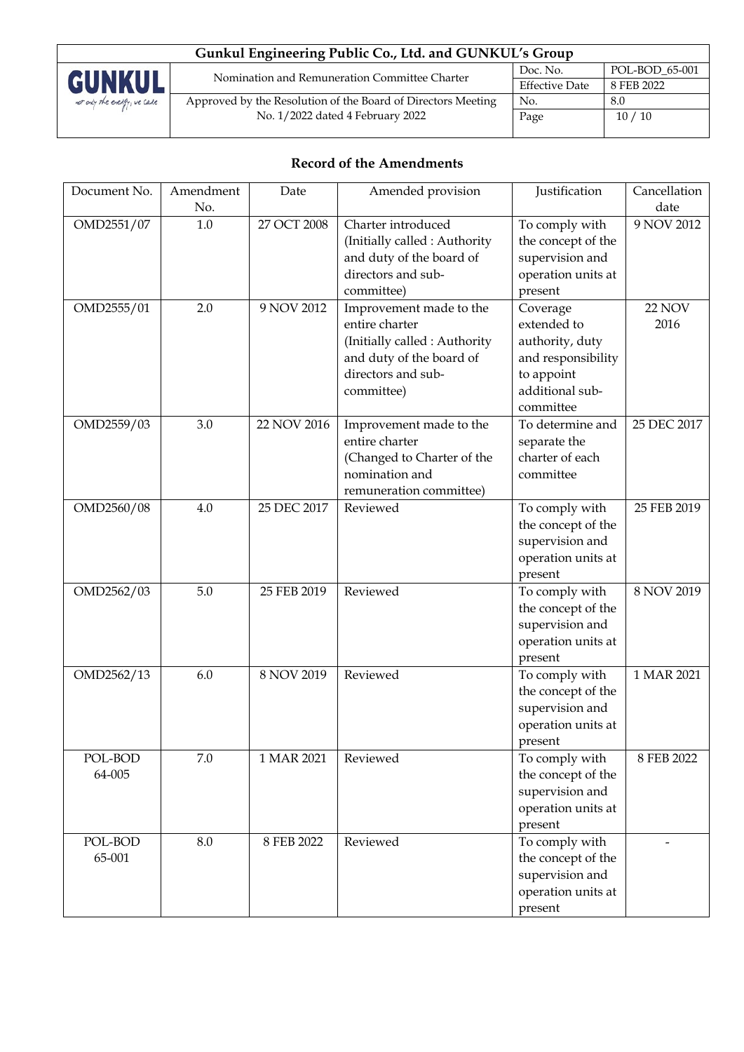## Record of the Amendments

| Document No. | Amendment No. | Date | Amended provision | Justification | Cancellation date |
|---|---|---|---|---|---|
| OMD2551/07 | 1.0 | 27 OCT 2008 | Charter introduced (Initially called : Authority and duty of the board of directors and sub-committee) | To comply with the concept of the supervision and operation units at present | 9 NOV 2012 |
| OMD2555/01 | 2.0 | 9 NOV 2012 | Improvement made to the entire charter (Initially called : Authority and duty of the board of directors and sub-committee) | Coverage extended to authority, duty and responsibility to appoint additional sub-committee | 22 NOV 2016 |
| OMD2559/03 | 3.0 | 22 NOV 2016 | Improvement made to the entire charter (Changed to Charter of the nomination and remuneration committee) | To determine and separate the charter of each committee | 25 DEC 2017 |
| OMD2560/08 | 4.0 | 25 DEC 2017 | Reviewed | To comply with the concept of the supervision and operation units at present | 25 FEB 2019 |
| OMD2562/03 | 5.0 | 25 FEB 2019 | Reviewed | To comply with the concept of the supervision and operation units at present | 8 NOV 2019 |
| OMD2562/13 | 6.0 | 8 NOV 2019 | Reviewed | To comply with the concept of the supervision and operation units at present | 1 MAR 2021 |
| POL-BOD 64-005 | 7.0 | 1 MAR 2021 | Reviewed | To comply with the concept of the supervision and operation units at present | 8 FEB 2022 |
| POL-BOD 65-001 | 8.0 | 8 FEB 2022 | Reviewed | To comply with the concept of the supervision and operation units at present | - |